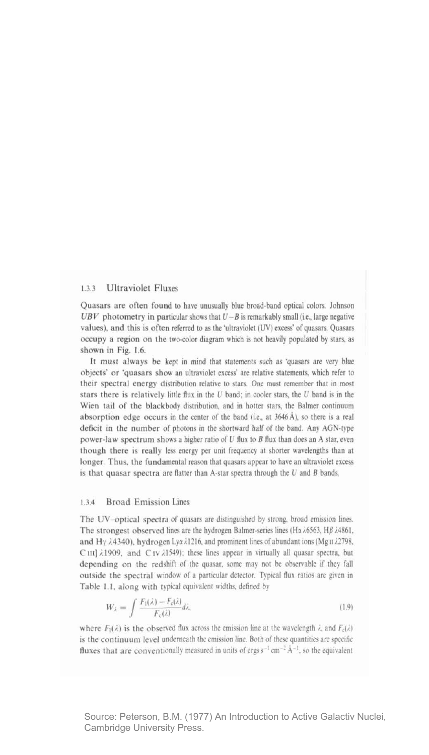### 1.3.3 Ultraviolet Fluxes

Quasars are often found to have unusually blue broad-band optical colors. Johnson *UBV* photometry in particular shows that $U-B$ is remarkably small (i.e., large negative values), and this is often referred to as the 'ultraviolet (UV) excess' of quasars. Quasars occupy a region on the two-color diagram which is not heavily populated by stars, as shown in Fig. 1.6.

It must always be kept in mind that statements such as 'quasars are very blue objects' or 'quasars show an ultraviolet excess' are relative statements, which refer to their spectral energy distribution relative to stars. One must remember that in most stars there is relatively little flux in the *U* band; in cooler stars, the *U* band is in the Wien tail of the blackbody distribution, and in hotter stars, the Balmer continuum absorption edge occurs in the center of the band (i.e., at 3646 Å), so there is a real deficit in the number of photons in the shortward half of the band. Any AGN-type power-law spectrum shows a higher ratio of *U* flux to *B* flux than does an A star, even though there is really less energy per unit frequency at shorter wavelengths than at longer. Thus, the fundamental reason that quasars appear to have an ultraviolet excess is that quasar spectra are flatter than A-star spectra through the *U* and *B* bands.

### 1.3.4 Broad Emission Lines

The UV–optical spectra of quasars are distinguished by strong, broad emission lines. The strongest observed lines are the hydrogen Balmer-series lines (H$\alpha$ $\lambda$6563, H$\beta$ $\lambda$4861, and H$\gamma$ $\lambda$4340), hydrogen Ly$\alpha$ $\lambda$1216, and prominent lines of abundant ions (Mg II $\lambda$2798, C III] $\lambda$1909, and C IV $\lambda$1549); these lines appear in virtually all quasar spectra, but depending on the redshift of the quasar, some may not be observable if they fall outside the spectral window of a particular detector. Typical flux ratios are given in Table 1.1, along with typical equivalent widths, defined by

$$W_{\lambda} = \int \frac{F_{l}(\lambda) - F_{c}(\lambda)}{F_{c}(\lambda)} d\lambda, \tag{1.9}$$

where $F_{l}(\lambda)$ is the observed flux across the emission line at the wavelength $\lambda$, and $F_{c}(\lambda)$ is the continuum level underneath the emission line. Both of these quantities are specific fluxes that are conventionally measured in units of ergs s$^{-1}$ cm$^{-2}$ Å$^{-1}$, so the equivalent

Source: Peterson, B.M. (1977) An Introduction to Active Galactiv Nuclei, Cambridge University Press.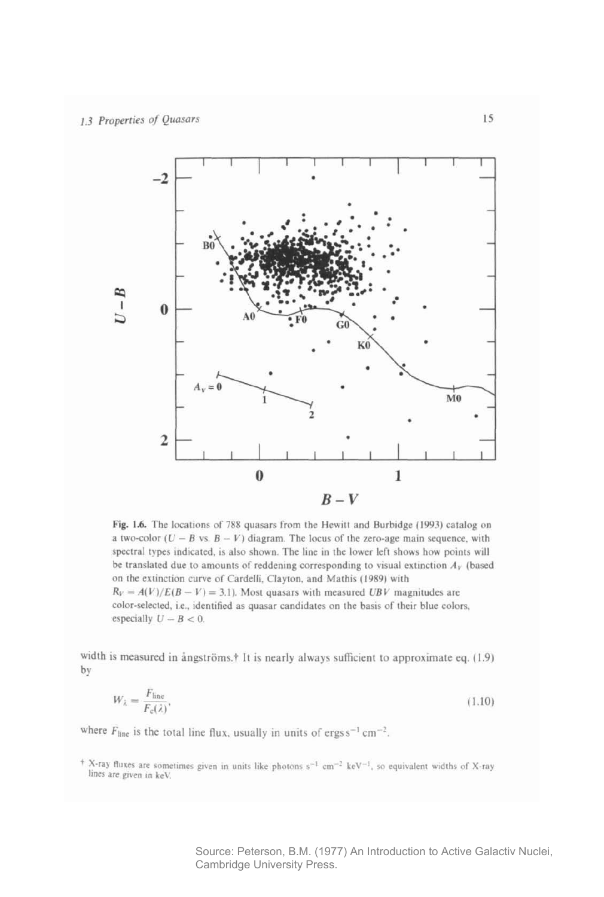**Fig. 1.6.** The locations of 788 quasars from the Hewitt and Burbidge (1993) catalog on a two-color ($U - B$ vs. $B - V$) diagram. The locus of the zero-age main sequence, with spectral types indicated, is also shown. The line in the lower left shows how points will be translated due to amounts of reddening corresponding to visual extinction $A_V$ (based on the extinction curve of Cardelli, Clayton, and Mathis (1989) with $R_V = A(V)/E(B - V) = 3.1$). Most quasars with measured *UBV* magnitudes are color-selected, i.e., identified as quasar candidates on the basis of their blue colors, especially $U - B < 0$.

width is measured in ångströms.† It is nearly always sufficient to approximate eq. (1.9) by

$$W_\lambda = \frac{F_{\text{line}}}{F_c(\lambda)}, \tag{1.10}$$

where $F_{\text{line}}$ is the total line flux, usually in units of ergs $\text{s}^{-1}$ $\text{cm}^{-2}$.

† X-ray fluxes are sometimes given in units like photons $\text{s}^{-1}$ $\text{cm}^{-2}$ $\text{keV}^{-1}$, so equivalent widths of X-ray lines are given in keV.

Source: Peterson, B.M. (1977) An Introduction to Active Galactiv Nuclei, Cambridge University Press.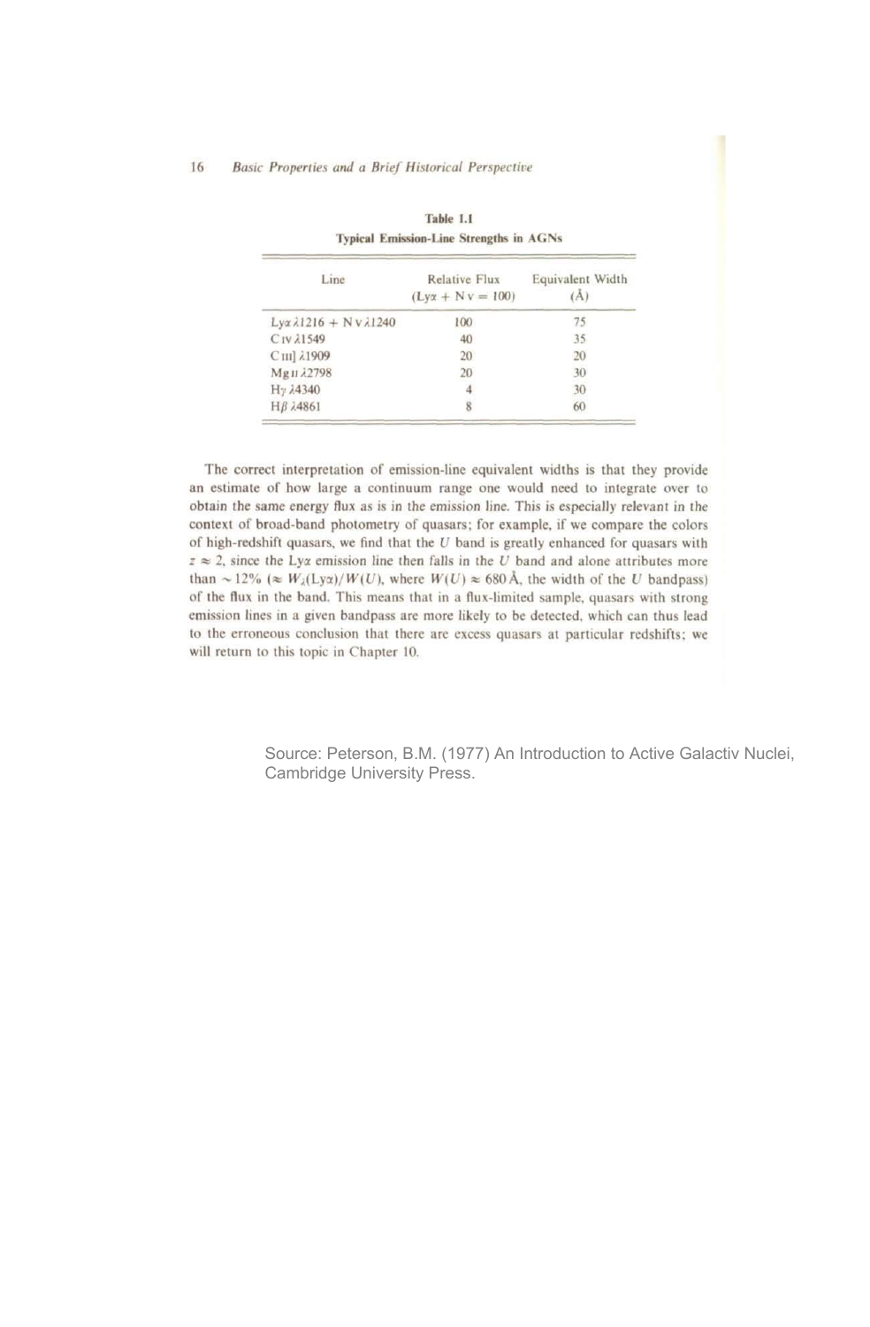**Table 1.1**
**Typical Emission-Line Strengths in AGNs**

| Line | Relative Flux ($Ly\alpha + N\,V = 100$) | Equivalent Width (Å) |
|---|---|---|
| $Ly\alpha\,\lambda1216 + N\,V\,\lambda1240$ | 100 | 75 |
| C IV $\lambda1549$ | 40 | 35 |
| C III] $\lambda1909$ | 20 | 20 |
| Mg II $\lambda2798$ | 20 | 30 |
| $H\gamma\,\lambda4340$ | 4 | 30 |
| $H\beta\,\lambda4861$ | 8 | 60 |

The correct interpretation of emission-line equivalent widths is that they provide an estimate of how large a continuum range one would need to integrate over to obtain the same energy flux as is in the emission line. This is especially relevant in the context of broad-band photometry of quasars; for example, if we compare the colors of high-redshift quasars, we find that the $U$ band is greatly enhanced for quasars with $z \approx 2$, since the $Ly\alpha$ emission line then falls in the $U$ band and alone attributes more than $\sim 12\%$ ($\approx W_\lambda(Ly\alpha)/W(U)$, where $W(U) \approx 680$ Å, the width of the $U$ bandpass) of the flux in the band. This means that in a flux-limited sample, quasars with strong emission lines in a given bandpass are more likely to be detected, which can thus lead to the erroneous conclusion that there are excess quasars at particular redshifts; we will return to this topic in Chapter 10.

Source: Peterson, B.M. (1977) An Introduction to Active Galactiv Nuclei, Cambridge University Press.